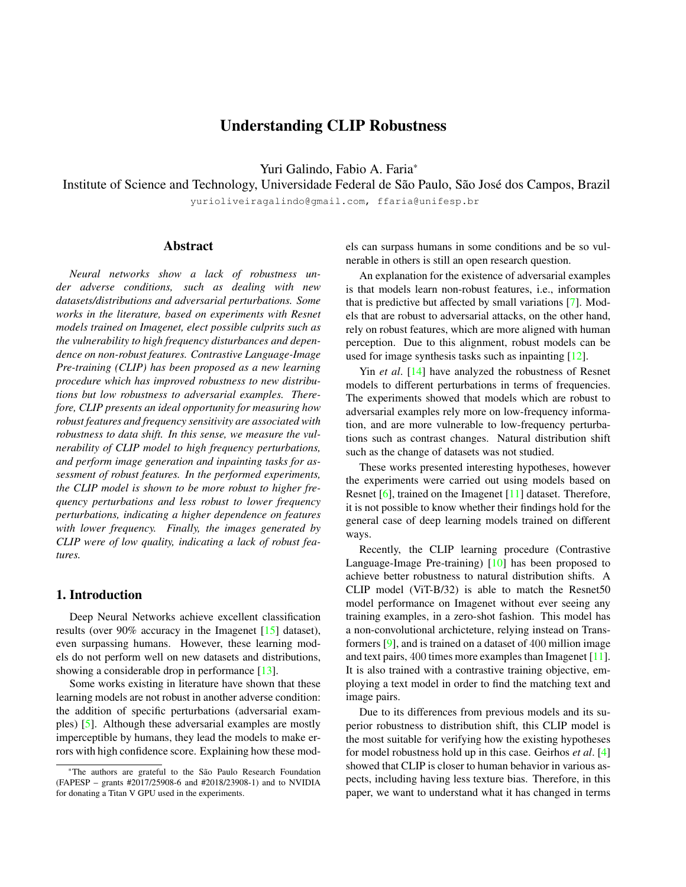# Understanding CLIP Robustness

Yuri Galindo, Fabio A. Faria*

Institute of Science and Technology, Universidade Federal de São Paulo, São José dos Campos, Brazil

yurioliveiragalindo@gmail.com, ffaria@unifesp.br

## Abstract

*Neural networks show a lack of robustness under adverse conditions, such as dealing with new datasets/distributions and adversarial perturbations. Some works in the literature, based on experiments with Resnet models trained on Imagenet, elect possible culprits such as the vulnerability to high frequency disturbances and dependence on non-robust features. Contrastive Language-Image Pre-training (CLIP) has been proposed as a new learning procedure which has improved robustness to new distributions but low robustness to adversarial examples. Therefore, CLIP presents an ideal opportunity for measuring how robust features and frequency sensitivity are associated with robustness to data shift. In this sense, we measure the vulnerability of CLIP model to high frequency perturbations, and perform image generation and inpainting tasks for assessment of robust features. In the performed experiments, the CLIP model is shown to be more robust to higher frequency perturbations and less robust to lower frequency perturbations, indicating a higher dependence on features with lower frequency. Finally, the images generated by CLIP were of low quality, indicating a lack of robust features.*

## 1. Introduction

Deep Neural Networks achieve excellent classification results (over 90% accuracy in the Imagenet [15] dataset), even surpassing humans. However, these learning models do not perform well on new datasets and distributions, showing a considerable drop in performance [13].

Some works existing in literature have shown that these learning models are not robust in another adverse condition: the addition of specific perturbations (adversarial examples) [5]. Although these adversarial examples are mostly imperceptible by humans, they lead the models to make errors with high confidence score. Explaining how these models can surpass humans in some conditions and be so vulnerable in others is still an open research question.

An explanation for the existence of adversarial examples is that models learn non-robust features, i.e., information that is predictive but affected by small variations [7]. Models that are robust to adversarial attacks, on the other hand, rely on robust features, which are more aligned with human perception. Due to this alignment, robust models can be used for image synthesis tasks such as inpainting [12].

Yin *et al*. [14] have analyzed the robustness of Resnet models to different perturbations in terms of frequencies. The experiments showed that models which are robust to adversarial examples rely more on low-frequency information, and are more vulnerable to low-frequency perturbations such as contrast changes. Natural distribution shift such as the change of datasets was not studied.

These works presented interesting hypotheses, however the experiments were carried out using models based on Resnet [6], trained on the Imagenet [11] dataset. Therefore, it is not possible to know whether their findings hold for the general case of deep learning models trained on different ways.

Recently, the CLIP learning procedure (Contrastive Language-Image Pre-training) [10] has been proposed to achieve better robustness to natural distribution shifts. A CLIP model (ViT-B/32) is able to match the Resnet50 model performance on Imagenet without ever seeing any training examples, in a zero-shot fashion. This model has a non-convolutional archictecture, relying instead on Transformers [9], and is trained on a dataset of 400 million image and text pairs, 400 times more examples than Imagenet [11]. It is also trained with a contrastive training objective, employing a text model in order to find the matching text and image pairs.

Due to its differences from previous models and its superior robustness to distribution shift, this CLIP model is the most suitable for verifying how the existing hypotheses for model robustness hold up in this case. Geirhos *et al*. [4] showed that CLIP is closer to human behavior in various aspects, including having less texture bias. Therefore, in this paper, we want to understand what it has changed in terms

*The authors are grateful to the São Paulo Research Foundation (FAPESP – grants #2017/25908-6 and #2018/23908-1) and to NVIDIA for donating a Titan V GPU used in the experiments.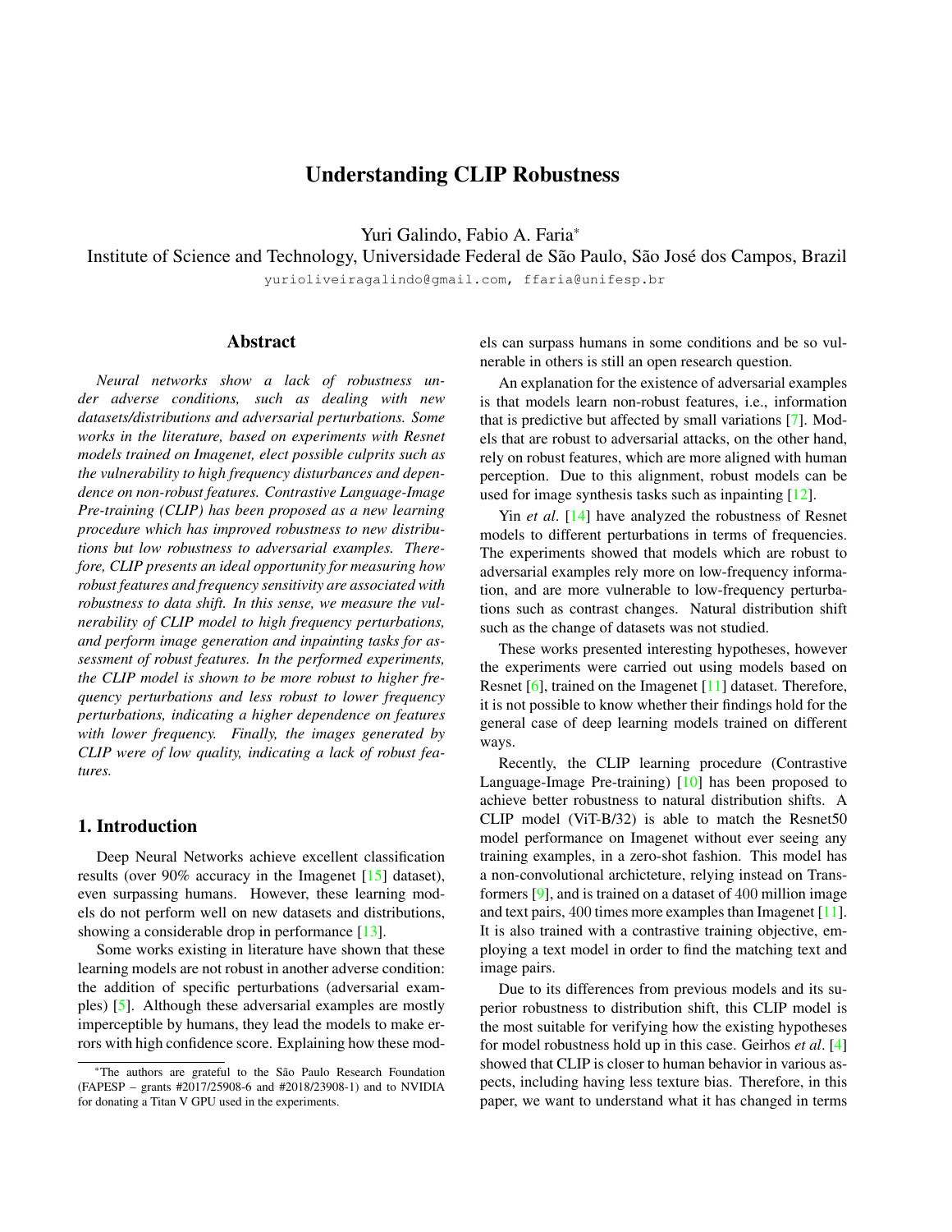# Understanding CLIP Robustness

Yuri Galindo, Fabio A. Faria*

Institute of Science and Technology, Universidade Federal de São Paulo, São José dos Campos, Brazil

yurioliveiragalindo@gmail.com, ffaria@unifesp.br

## Abstract

*Neural networks show a lack of robustness under adverse conditions, such as dealing with new datasets/distributions and adversarial perturbations. Some works in the literature, based on experiments with Resnet models trained on Imagenet, elect possible culprits such as the vulnerability to high frequency disturbances and dependence on non-robust features. Contrastive Language-Image Pre-training (CLIP) has been proposed as a new learning procedure which has improved robustness to new distributions but low robustness to adversarial examples. Therefore, CLIP presents an ideal opportunity for measuring how robust features and frequency sensitivity are associated with robustness to data shift. In this sense, we measure the vulnerability of CLIP model to high frequency perturbations, and perform image generation and inpainting tasks for assessment of robust features. In the performed experiments, the CLIP model is shown to be more robust to higher frequency perturbations and less robust to lower frequency perturbations, indicating a higher dependence on features with lower frequency. Finally, the images generated by CLIP were of low quality, indicating a lack of robust features.*

## 1. Introduction

Deep Neural Networks achieve excellent classification results (over 90% accuracy in the Imagenet [15] dataset), even surpassing humans. However, these learning models do not perform well on new datasets and distributions, showing a considerable drop in performance [13].

Some works existing in literature have shown that these learning models are not robust in another adverse condition: the addition of specific perturbations (adversarial examples) [5]. Although these adversarial examples are mostly imperceptible by humans, they lead the models to make errors with high confidence score. Explaining how these models can surpass humans in some conditions and be so vulnerable in others is still an open research question.

An explanation for the existence of adversarial examples is that models learn non-robust features, i.e., information that is predictive but affected by small variations [7]. Models that are robust to adversarial attacks, on the other hand, rely on robust features, which are more aligned with human perception. Due to this alignment, robust models can be used for image synthesis tasks such as inpainting [12].

Yin *et al*. [14] have analyzed the robustness of Resnet models to different perturbations in terms of frequencies. The experiments showed that models which are robust to adversarial examples rely more on low-frequency information, and are more vulnerable to low-frequency perturbations such as contrast changes. Natural distribution shift such as the change of datasets was not studied.

These works presented interesting hypotheses, however the experiments were carried out using models based on Resnet [6], trained on the Imagenet [11] dataset. Therefore, it is not possible to know whether their findings hold for the general case of deep learning models trained on different ways.

Recently, the CLIP learning procedure (Contrastive Language-Image Pre-training) [10] has been proposed to achieve better robustness to natural distribution shifts. A CLIP model (ViT-B/32) is able to match the Resnet50 model performance on Imagenet without ever seeing any training examples, in a zero-shot fashion. This model has a non-convolutional arcihcteture, relying instead on Transformers [9], and is trained on a dataset of 400 million image and text pairs, 400 times more examples than Imagenet [11]. It is also trained with a contrastive training objective, employing a text model in order to find the matching text and image pairs.

Due to its differences from previous models and its superior robustness to distribution shift, this CLIP model is the most suitable for verifying how the existing hypotheses for model robustness hold up in this case. Geirhos *et al*. [4] showed that CLIP is closer to human behavior in various aspects, including having less texture bias. Therefore, in this paper, we want to understand what it has changed in terms

*The authors are grateful to the São Paulo Research Foundation (FAPESP – grants #2017/25908-6 and #2018/23908-1) and to NVIDIA for donating a Titan V GPU used in the experiments.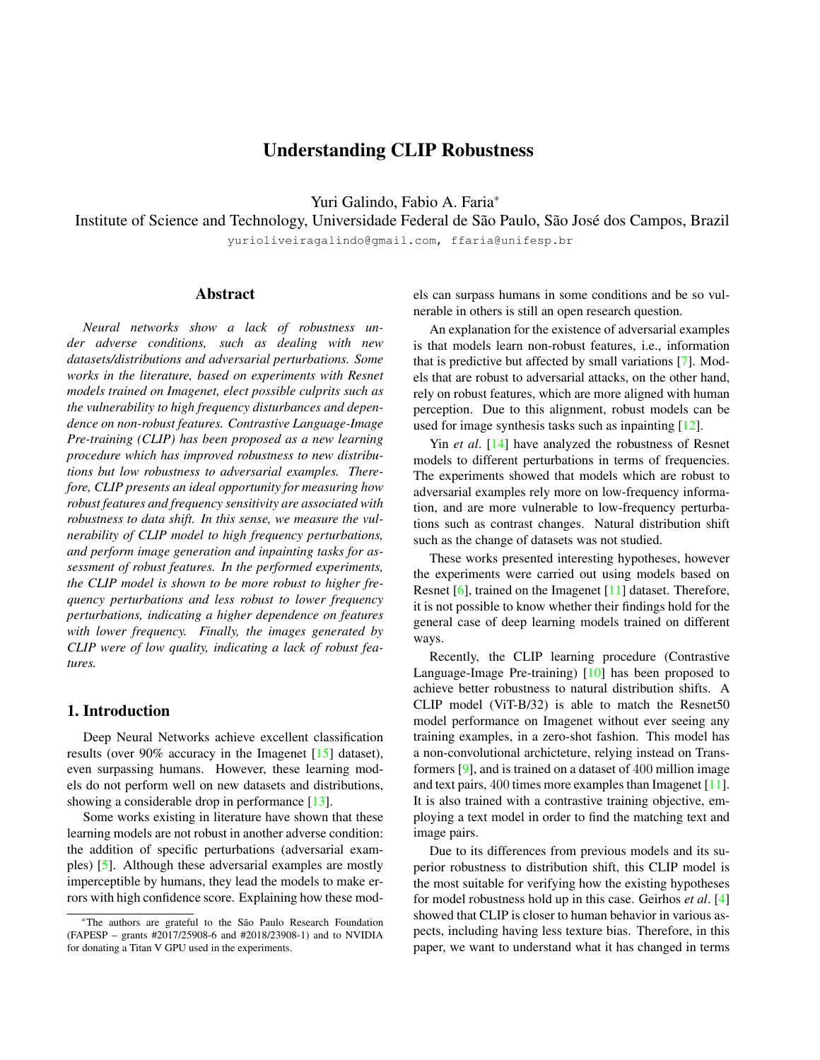# Understanding CLIP Robustness

Yuri Galindo, Fabio A. Faria*

Institute of Science and Technology, Universidade Federal de São Paulo, São José dos Campos, Brazil

yurioliveiragalindo@gmail.com, ffaria@unifesp.br

## Abstract

*Neural networks show a lack of robustness under adverse conditions, such as dealing with new datasets/distributions and adversarial perturbations. Some works in the literature, based on experiments with Resnet models trained on Imagenet, elect possible culprits such as the vulnerability to high frequency disturbances and dependence on non-robust features. Contrastive Language-Image Pre-training (CLIP) has been proposed as a new learning procedure which has improved robustness to new distributions but low robustness to adversarial examples. Therefore, CLIP presents an ideal opportunity for measuring how robust features and frequency sensitivity are associated with robustness to data shift. In this sense, we measure the vulnerability of CLIP model to high frequency perturbations, and perform image generation and inpainting tasks for assessment of robust features. In the performed experiments, the CLIP model is shown to be more robust to higher frequency perturbations and less robust to lower frequency perturbations, indicating a higher dependence on features with lower frequency. Finally, the images generated by CLIP were of low quality, indicating a lack of robust features.*

## 1. Introduction

Deep Neural Networks achieve excellent classification results (over 90% accuracy in the Imagenet [15] dataset), even surpassing humans. However, these learning models do not perform well on new datasets and distributions, showing a considerable drop in performance [13].

Some works existing in literature have shown that these learning models are not robust in another adverse condition: the addition of specific perturbations (adversarial examples) [5]. Although these adversarial examples are mostly imperceptible by humans, they lead the models to make errors with high confidence score. Explaining how these models can surpass humans in some conditions and be so vulnerable in others is still an open research question.

An explanation for the existence of adversarial examples is that models learn non-robust features, i.e., information that is predictive but affected by small variations [7]. Models that are robust to adversarial attacks, on the other hand, rely on robust features, which are more aligned with human perception. Due to this alignment, robust models can be used for image synthesis tasks such as inpainting [12].

Yin *et al*. [14] have analyzed the robustness of Resnet models to different perturbations in terms of frequencies. The experiments showed that models which are robust to adversarial examples rely more on low-frequency information, and are more vulnerable to low-frequency perturbations such as contrast changes. Natural distribution shift such as the change of datasets was not studied.

These works presented interesting hypotheses, however the experiments were carried out using models based on Resnet [6], trained on the Imagenet [11] dataset. Therefore, it is not possible to know whether their findings hold for the general case of deep learning models trained on different ways.

Recently, the CLIP learning procedure (Contrastive Language-Image Pre-training) [10] has been proposed to achieve better robustness to natural distribution shifts. A CLIP model (ViT-B/32) is able to match the Resnet50 model performance on Imagenet without ever seeing any training examples, in a zero-shot fashion. This model has a non-convolutional archictetture, relying instead on Transformers [9], and is trained on a dataset of 400 million image and text pairs, 400 times more examples than Imagenet [11]. It is also trained with a contrastive training objective, employing a text model in order to find the matching text and image pairs.

Due to its differences from previous models and its superior robustness to distribution shift, this CLIP model is the most suitable for verifying how the existing hypotheses for model robustness hold up in this case. Geirhos *et al*. [4] showed that CLIP is closer to human behavior in various aspects, including having less texture bias. Therefore, in this paper, we want to understand what it has changed in terms

*The authors are grateful to the São Paulo Research Foundation (FAPESP – grants #2017/25908-6 and #2018/23908-1) and to NVIDIA for donating a Titan V GPU used in the experiments.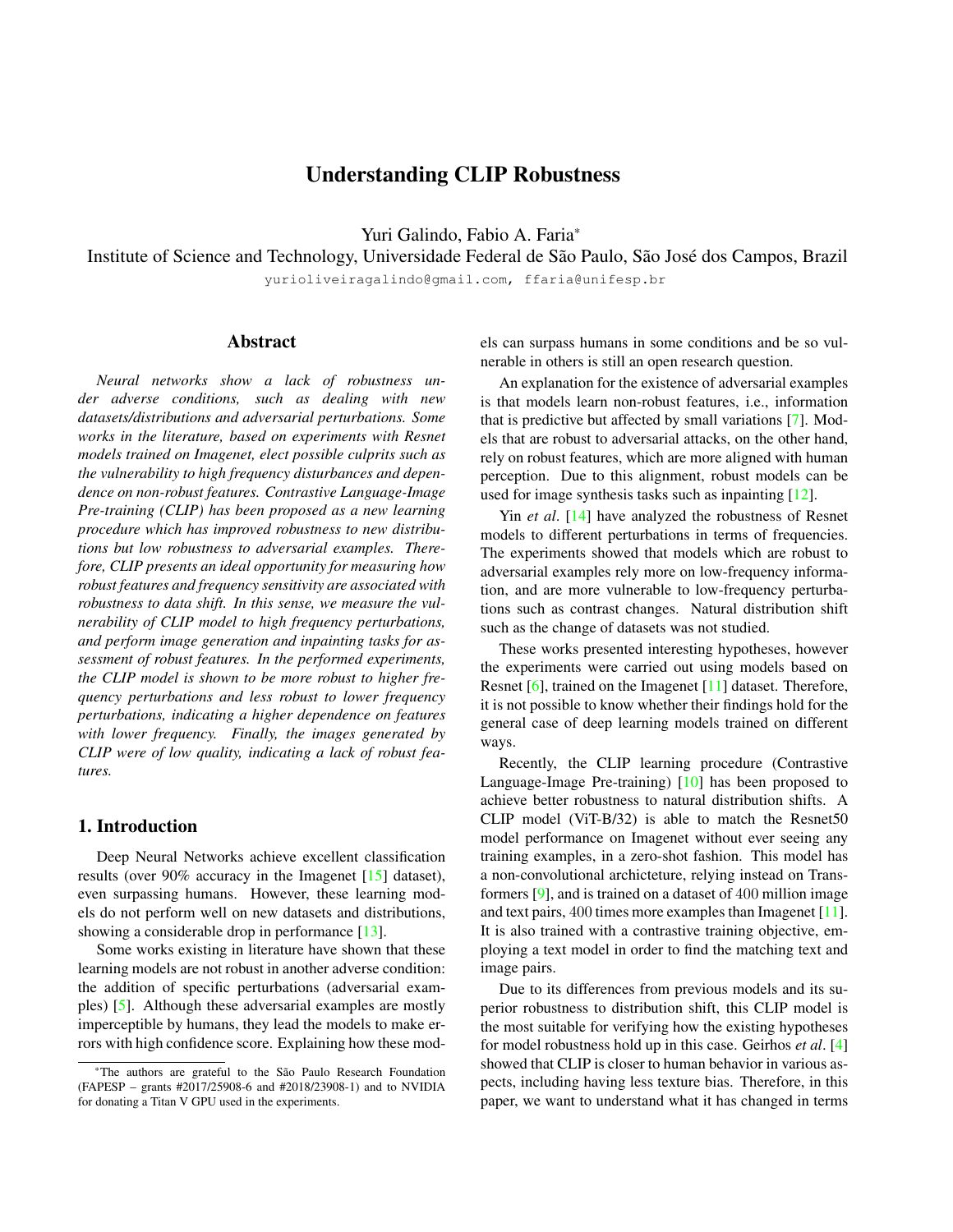# Understanding CLIP Robustness

Yuri Galindo, Fabio A. Faria*

Institute of Science and Technology, Universidade Federal de São Paulo, São José dos Campos, Brazil

yurioliveiragalindo@gmail.com, ffaria@unifesp.br

## Abstract

*Neural networks show a lack of robustness under adverse conditions, such as dealing with new datasets/distributions and adversarial perturbations. Some works in the literature, based on experiments with Resnet models trained on Imagenet, elect possible culprits such as the vulnerability to high frequency disturbances and dependence on non-robust features. Contrastive Language-Image Pre-training (CLIP) has been proposed as a new learning procedure which has improved robustness to new distributions but low robustness to adversarial examples. Therefore, CLIP presents an ideal opportunity for measuring how robust features and frequency sensitivity are associated with robustness to data shift. In this sense, we measure the vulnerability of CLIP model to high frequency perturbations, and perform image generation and inpainting tasks for assessment of robust features. In the performed experiments, the CLIP model is shown to be more robust to higher frequency perturbations and less robust to lower frequency perturbations, indicating a higher dependence on features with lower frequency. Finally, the images generated by CLIP were of low quality, indicating a lack of robust features.*

## 1. Introduction

Deep Neural Networks achieve excellent classification results (over 90% accuracy in the Imagenet [15] dataset), even surpassing humans. However, these learning models do not perform well on new datasets and distributions, showing a considerable drop in performance [13].

Some works existing in literature have shown that these learning models are not robust in another adverse condition: the addition of specific perturbations (adversarial examples) [5]. Although these adversarial examples are mostly imperceptible by humans, they lead the models to make errors with high confidence score. Explaining how these models can surpass humans in some conditions and be so vulnerable in others is still an open research question.

An explanation for the existence of adversarial examples is that models learn non-robust features, i.e., information that is predictive but affected by small variations [7]. Models that are robust to adversarial attacks, on the other hand, rely on robust features, which are more aligned with human perception. Due to this alignment, robust models can be used for image synthesis tasks such as inpainting [12].

Yin *et al*. [14] have analyzed the robustness of Resnet models to different perturbations in terms of frequencies. The experiments showed that models which are robust to adversarial examples rely more on low-frequency information, and are more vulnerable to low-frequency perturbations such as contrast changes. Natural distribution shift such as the change of datasets was not studied.

These works presented interesting hypotheses, however the experiments were carried out using models based on Resnet [6], trained on the Imagenet [11] dataset. Therefore, it is not possible to know whether their findings hold for the general case of deep learning models trained on different ways.

Recently, the CLIP learning procedure (Contrastive Language-Image Pre-training) [10] has been proposed to achieve better robustness to natural distribution shifts. A CLIP model (ViT-B/32) is able to match the Resnet50 model performance on Imagenet without ever seeing any training examples, in a zero-shot fashion. This model has a non-convolutional archictetures, relying instead on Transformers [9], and is trained on a dataset of 400 million image and text pairs, 400 times more examples than Imagenet [11]. It is also trained with a contrastive training objective, employing a text model in order to find the matching text and image pairs.

Due to its differences from previous models and its superior robustness to distribution shift, this CLIP model is the most suitable for verifying how the existing hypotheses for model robustness hold up in this case. Geirhos *et al*. [4] showed that CLIP is closer to human behavior in various aspects, including having less texture bias. Therefore, in this paper, we want to understand what it has changed in terms

*The authors are grateful to the São Paulo Research Foundation (FAPESP – grants #2017/25908-6 and #2018/23908-1) and to NVIDIA for donating a Titan V GPU used in the experiments.